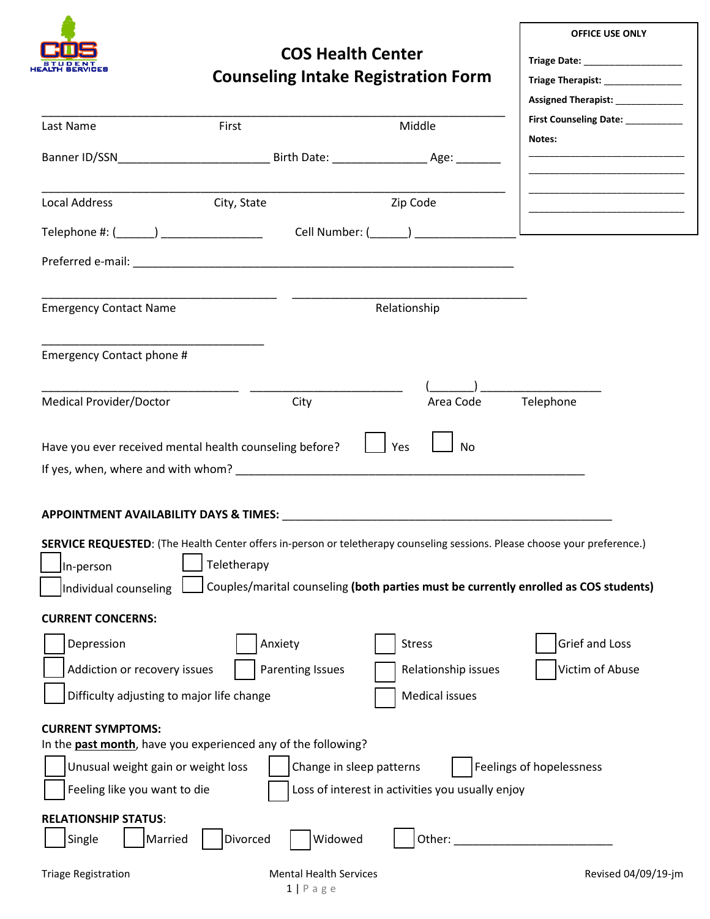COS STUDENT HEALTH SERVICES

# COS Health Center
## Counseling Intake Registration Form

**OFFICE USE ONLY**

**Triage Date:** ___________________

**Triage Therapist:** _______________

**Assigned Therapist:** _____________

**First Counseling Date:** ___________

**Notes:**

___________________________

___________________________

___________________________

___________________________

_____________________________________________________________________

Last Name First Middle

Banner ID/SSN________________________ Birth Date: ______________ Age: _______

_____________________________________________________________________

Local Address City, State Zip Code

Telephone #: (______) ________________ Cell Number: (______) ________________

Preferred e-mail: ___________________________________________________________

____________________________________ ____________________________________

Emergency Contact Name Relationship

____________________________________

Emergency Contact phone #

______________________________ ________________________ (_______) ___________________

Medical Provider/Doctor City Area Code Telephone

Have you ever received mental health counseling before? ☐ Yes ☐ No

If yes, when, where and with whom? _______________________________________________________

**APPOINTMENT AVAILABILITY DAYS & TIMES:** ___________________________________________________

**SERVICE REQUESTED**: (The Health Center offers in-person or teletherapy counseling sessions. Please choose your preference.)

☐ In-person ☐ Teletherapy

☐ Individual counseling ☐ Couples/marital counseling **(both parties must be currently enrolled as COS students)**

**CURRENT CONCERNS:**

☐ Depression ☐ Anxiety ☐ Stress ☐ Grief and Loss

☐ Addiction or recovery issues ☐ Parenting Issues ☐ Relationship issues ☐ Victim of Abuse

☐ Difficulty adjusting to major life change ☐ Medical issues

**CURRENT SYMPTOMS:**

In the **past month**, have you experienced any of the following?

☐ Unusual weight gain or weight loss ☐ Change in sleep patterns ☐ Feelings of hopelessness

☐ Feeling like you want to die ☐ Loss of interest in activities you usually enjoy

**RELATIONSHIP STATUS**:

☐ Single ☐ Married ☐ Divorced ☐ Widowed ☐ Other: _________________________

Triage Registration Mental Health Services Revised 04/09/19-jm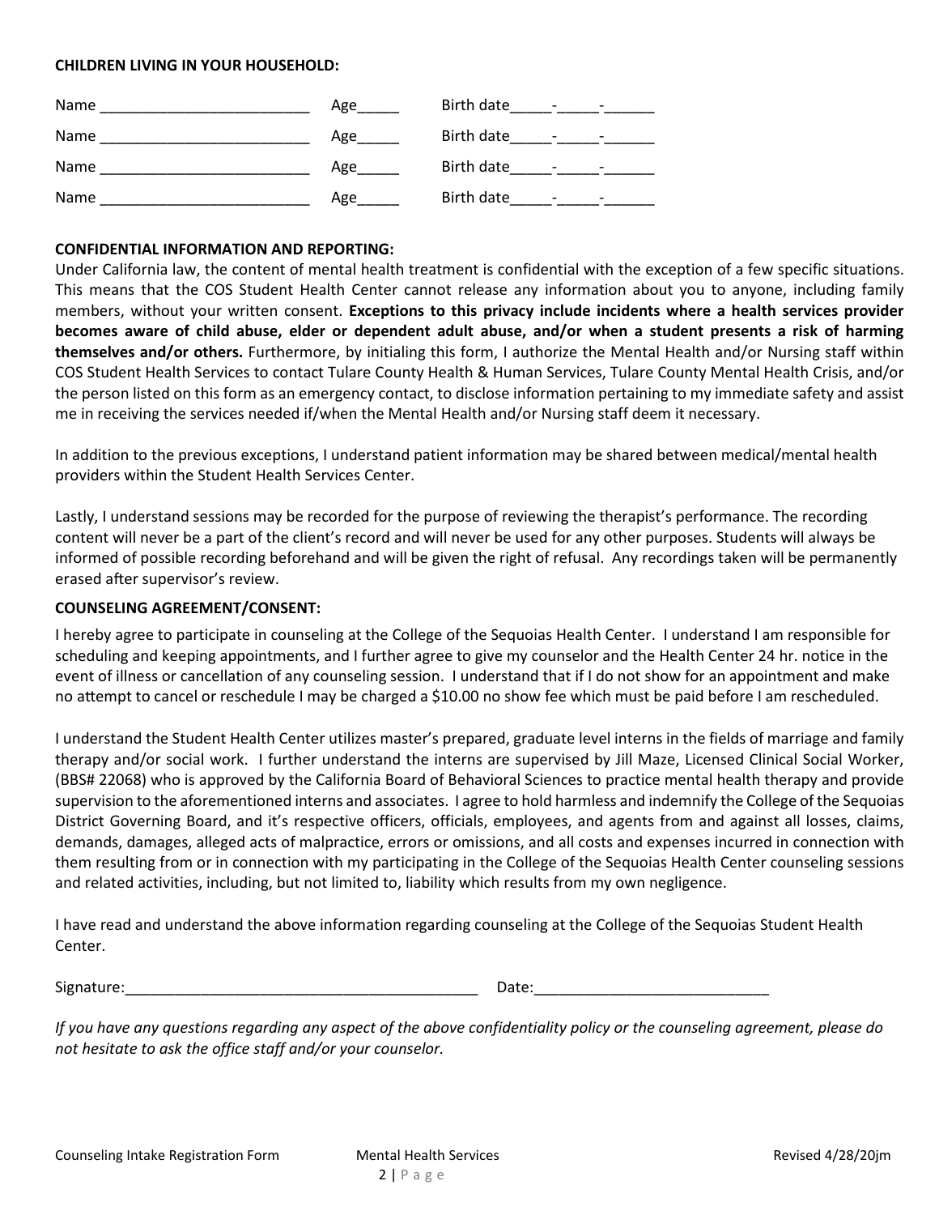**CHILDREN LIVING IN YOUR HOUSEHOLD:**

Name _________________________ Age_____ Birth date_____-_____-______

Name _________________________ Age_____ Birth date_____-_____-______

Name _________________________ Age_____ Birth date_____-_____-______

Name _________________________ Age_____ Birth date_____-_____-______

**CONFIDENTIAL INFORMATION AND REPORTING:**

Under California law, the content of mental health treatment is confidential with the exception of a few specific situations. This means that the COS Student Health Center cannot release any information about you to anyone, including family members, without your written consent. **Exceptions to this privacy include incidents where a health services provider becomes aware of child abuse, elder or dependent adult abuse, and/or when a student presents a risk of harming themselves and/or others.** Furthermore, by initialing this form, I authorize the Mental Health and/or Nursing staff within COS Student Health Services to contact Tulare County Health & Human Services, Tulare County Mental Health Crisis, and/or the person listed on this form as an emergency contact, to disclose information pertaining to my immediate safety and assist me in receiving the services needed if/when the Mental Health and/or Nursing staff deem it necessary.

In addition to the previous exceptions, I understand patient information may be shared between medical/mental health providers within the Student Health Services Center.

Lastly, I understand sessions may be recorded for the purpose of reviewing the therapist's performance. The recording content will never be a part of the client's record and will never be used for any other purposes. Students will always be informed of possible recording beforehand and will be given the right of refusal. Any recordings taken will be permanently erased after supervisor's review.

**COUNSELING AGREEMENT/CONSENT:**

I hereby agree to participate in counseling at the College of the Sequoias Health Center. I understand I am responsible for scheduling and keeping appointments, and I further agree to give my counselor and the Health Center 24 hr. notice in the event of illness or cancellation of any counseling session. I understand that if I do not show for an appointment and make no attempt to cancel or reschedule I may be charged a $10.00 no show fee which must be paid before I am rescheduled.

I understand the Student Health Center utilizes master's prepared, graduate level interns in the fields of marriage and family therapy and/or social work. I further understand the interns are supervised by Jill Maze, Licensed Clinical Social Worker, (BBS# 22068) who is approved by the California Board of Behavioral Sciences to practice mental health therapy and provide supervision to the aforementioned interns and associates. I agree to hold harmless and indemnify the College of the Sequoias District Governing Board, and it's respective officers, officials, employees, and agents from and against all losses, claims, demands, damages, alleged acts of malpractice, errors or omissions, and all costs and expenses incurred in connection with them resulting from or in connection with my participating in the College of the Sequoias Health Center counseling sessions and related activities, including, but not limited to, liability which results from my own negligence.

I have read and understand the above information regarding counseling at the College of the Sequoias Student Health Center.

Signature:___________________________________________ Date:____________________________

*If you have any questions regarding any aspect of the above confidentiality policy or the counseling agreement, please do not hesitate to ask the office staff and/or your counselor.*